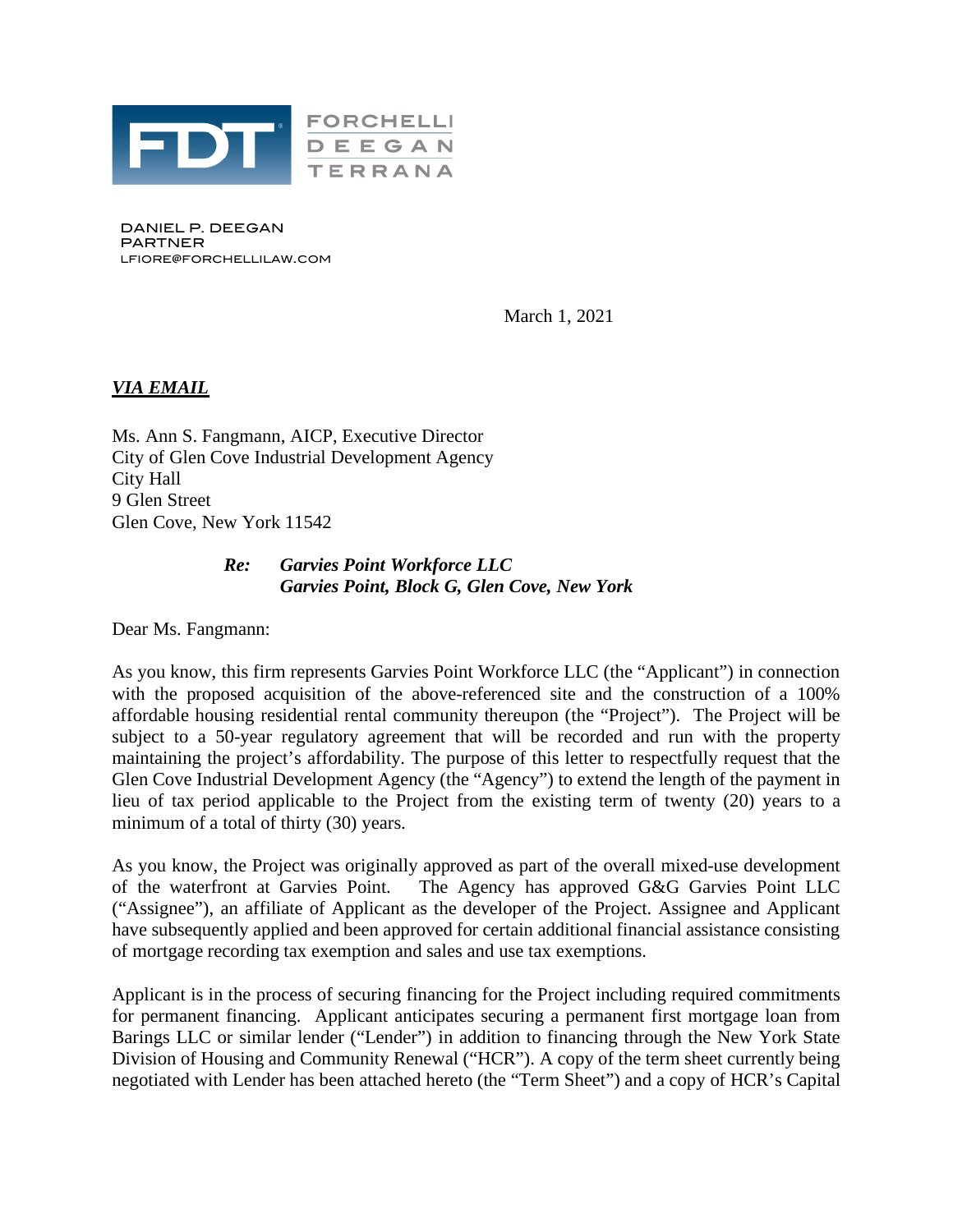FORCHELLI DEEGAN TERRANA

DANIEL P. DEEGAN
PARTNER
LFIORE@FORCHELLILAW.COM

March 1, 2021

***VIA EMAIL***

Ms. Ann S. Fangmann, AICP, Executive Director
City of Glen Cove Industrial Development Agency
City Hall
9 Glen Street
Glen Cove, New York 11542

***Re: Garvies Point Workforce LLC***
***Garvies Point, Block G, Glen Cove, New York***

Dear Ms. Fangmann:

As you know, this firm represents Garvies Point Workforce LLC (the "Applicant") in connection with the proposed acquisition of the above-referenced site and the construction of a 100% affordable housing residential rental community thereupon (the "Project"). The Project will be subject to a 50-year regulatory agreement that will be recorded and run with the property maintaining the project's affordability. The purpose of this letter to respectfully request that the Glen Cove Industrial Development Agency (the "Agency") to extend the length of the payment in lieu of tax period applicable to the Project from the existing term of twenty (20) years to a minimum of a total of thirty (30) years.

As you know, the Project was originally approved as part of the overall mixed-use development of the waterfront at Garvies Point. The Agency has approved G&G Garvies Point LLC ("Assignee"), an affiliate of Applicant as the developer of the Project. Assignee and Applicant have subsequently applied and been approved for certain additional financial assistance consisting of mortgage recording tax exemption and sales and use tax exemptions.

Applicant is in the process of securing financing for the Project including required commitments for permanent financing. Applicant anticipates securing a permanent first mortgage loan from Barings LLC or similar lender ("Lender") in addition to financing through the New York State Division of Housing and Community Renewal ("HCR"). A copy of the term sheet currently being negotiated with Lender has been attached hereto (the "Term Sheet") and a copy of HCR's Capital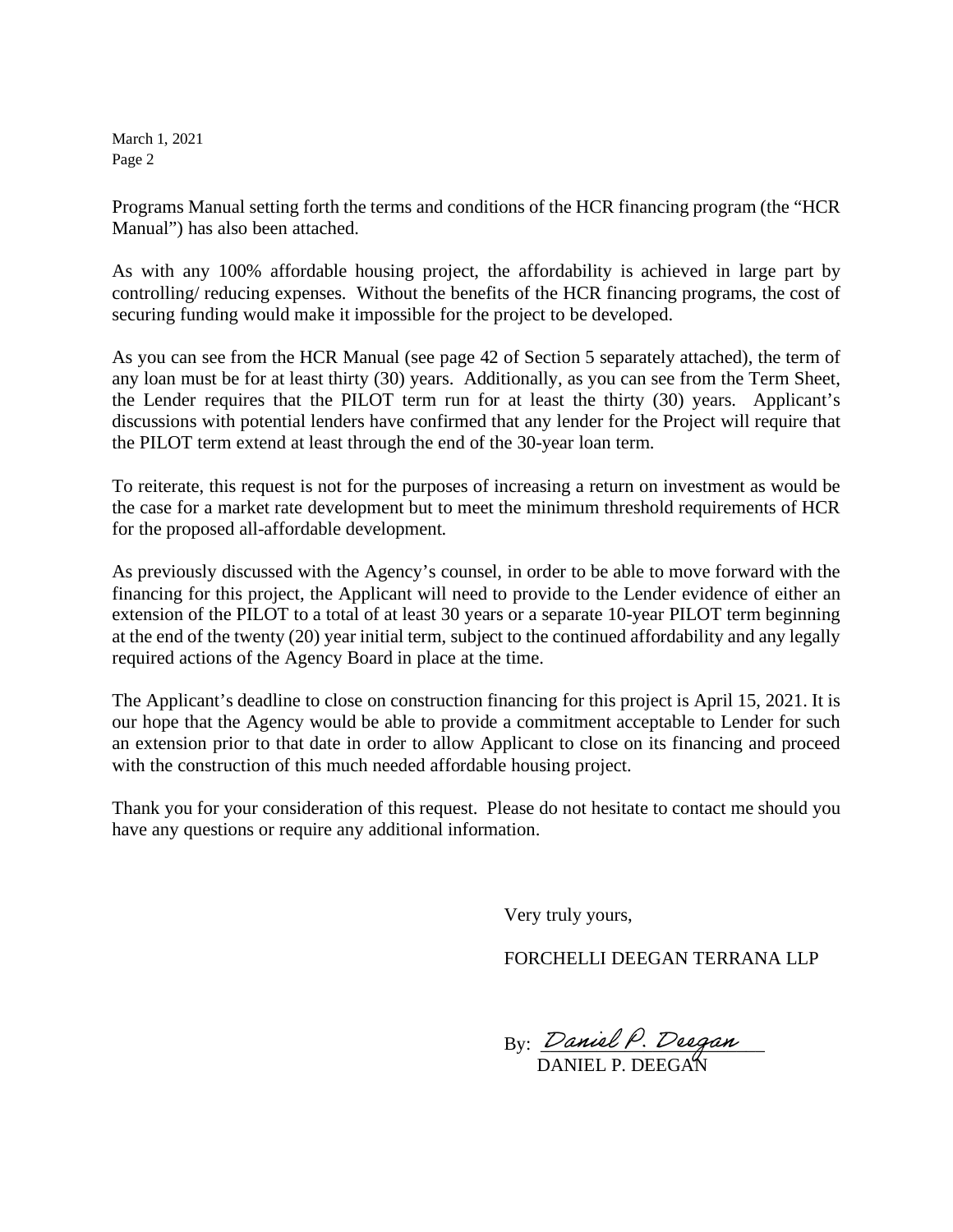Programs Manual setting forth the terms and conditions of the HCR financing program (the "HCR Manual") has also been attached.

As with any 100% affordable housing project, the affordability is achieved in large part by controlling/ reducing expenses. Without the benefits of the HCR financing programs, the cost of securing funding would make it impossible for the project to be developed.

As you can see from the HCR Manual (see page 42 of Section 5 separately attached), the term of any loan must be for at least thirty (30) years. Additionally, as you can see from the Term Sheet, the Lender requires that the PILOT term run for at least the thirty (30) years. Applicant's discussions with potential lenders have confirmed that any lender for the Project will require that the PILOT term extend at least through the end of the 30-year loan term.

To reiterate, this request is not for the purposes of increasing a return on investment as would be the case for a market rate development but to meet the minimum threshold requirements of HCR for the proposed all-affordable development.

As previously discussed with the Agency's counsel, in order to be able to move forward with the financing for this project, the Applicant will need to provide to the Lender evidence of either an extension of the PILOT to a total of at least 30 years or a separate 10-year PILOT term beginning at the end of the twenty (20) year initial term, subject to the continued affordability and any legally required actions of the Agency Board in place at the time.

The Applicant's deadline to close on construction financing for this project is April 15, 2021. It is our hope that the Agency would be able to provide a commitment acceptable to Lender for such an extension prior to that date in order to allow Applicant to close on its financing and proceed with the construction of this much needed affordable housing project.

Thank you for your consideration of this request. Please do not hesitate to contact me should you have any questions or require any additional information.

Very truly yours,

FORCHELLI DEEGAN TERRANA LLP

By: *Daniel P. Deegan*
DANIEL P. DEEGAN